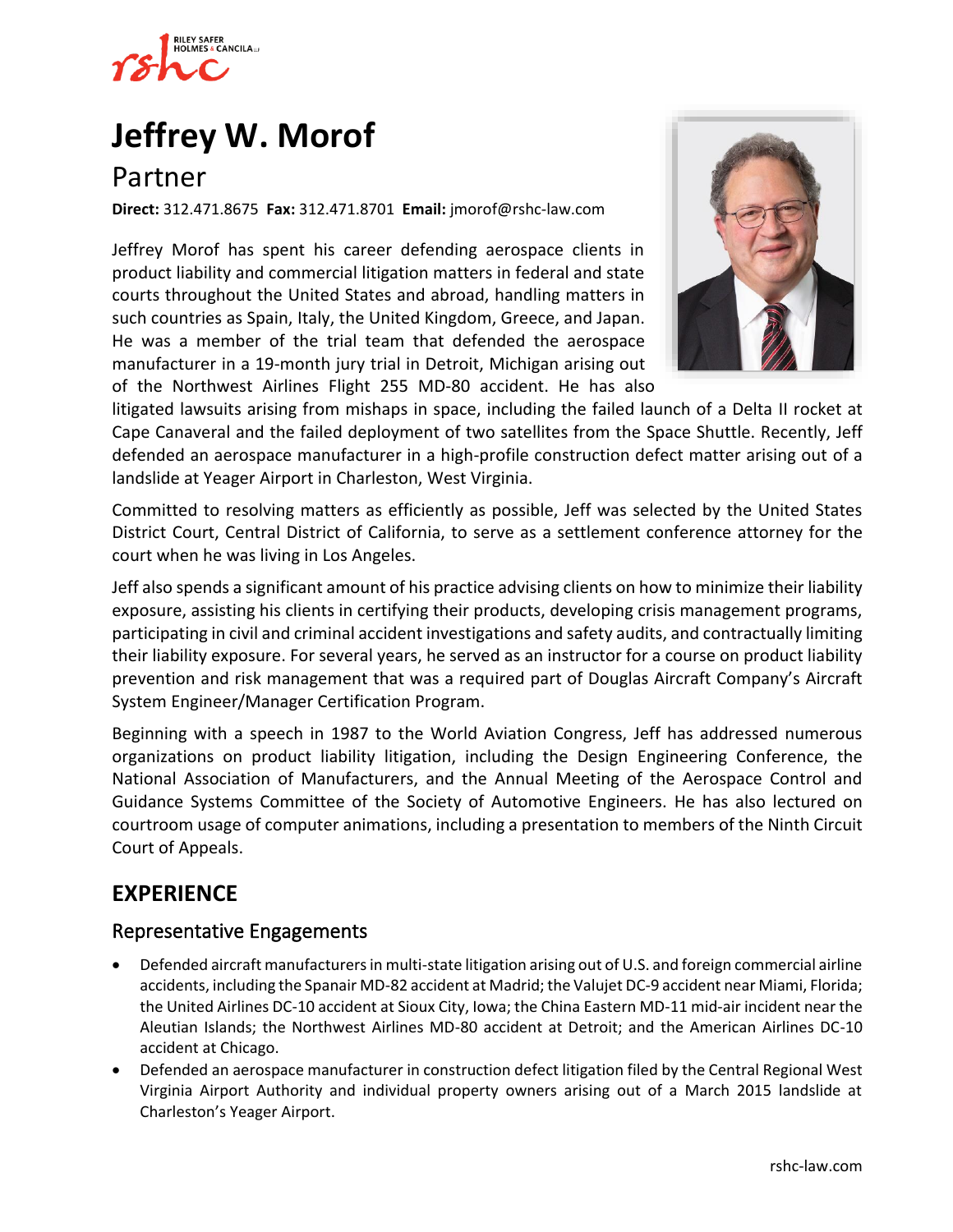# Jeffrey W. Morof

## Partner

**Direct:** 312.471.8675 **Fax:** 312.471.8701 **Email:** jmorof@rshc-law.com

Jeffrey Morof has spent his career defending aerospace clients in product liability and commercial litigation matters in federal and state courts throughout the United States and abroad, handling matters in such countries as Spain, Italy, the United Kingdom, Greece, and Japan. He was a member of the trial team that defended the aerospace manufacturer in a 19-month jury trial in Detroit, Michigan arising out of the Northwest Airlines Flight 255 MD-80 accident. He has also litigated lawsuits arising from mishaps in space, including the failed launch of a Delta II rocket at Cape Canaveral and the failed deployment of two satellites from the Space Shuttle. Recently, Jeff defended an aerospace manufacturer in a high-profile construction defect matter arising out of a landslide at Yeager Airport in Charleston, West Virginia.

Committed to resolving matters as efficiently as possible, Jeff was selected by the United States District Court, Central District of California, to serve as a settlement conference attorney for the court when he was living in Los Angeles.

Jeff also spends a significant amount of his practice advising clients on how to minimize their liability exposure, assisting his clients in certifying their products, developing crisis management programs, participating in civil and criminal accident investigations and safety audits, and contractually limiting their liability exposure. For several years, he served as an instructor for a course on product liability prevention and risk management that was a required part of Douglas Aircraft Company's Aircraft System Engineer/Manager Certification Program.

Beginning with a speech in 1987 to the World Aviation Congress, Jeff has addressed numerous organizations on product liability litigation, including the Design Engineering Conference, the National Association of Manufacturers, and the Annual Meeting of the Aerospace Control and Guidance Systems Committee of the Society of Automotive Engineers. He has also lectured on courtroom usage of computer animations, including a presentation to members of the Ninth Circuit Court of Appeals.

## EXPERIENCE

### Representative Engagements

- Defended aircraft manufacturers in multi-state litigation arising out of U.S. and foreign commercial airline accidents, including the Spanair MD-82 accident at Madrid; the Valujet DC-9 accident near Miami, Florida; the United Airlines DC-10 accident at Sioux City, Iowa; the China Eastern MD-11 mid-air incident near the Aleutian Islands; the Northwest Airlines MD-80 accident at Detroit; and the American Airlines DC-10 accident at Chicago.
- Defended an aerospace manufacturer in construction defect litigation filed by the Central Regional West Virginia Airport Authority and individual property owners arising out of a March 2015 landslide at Charleston's Yeager Airport.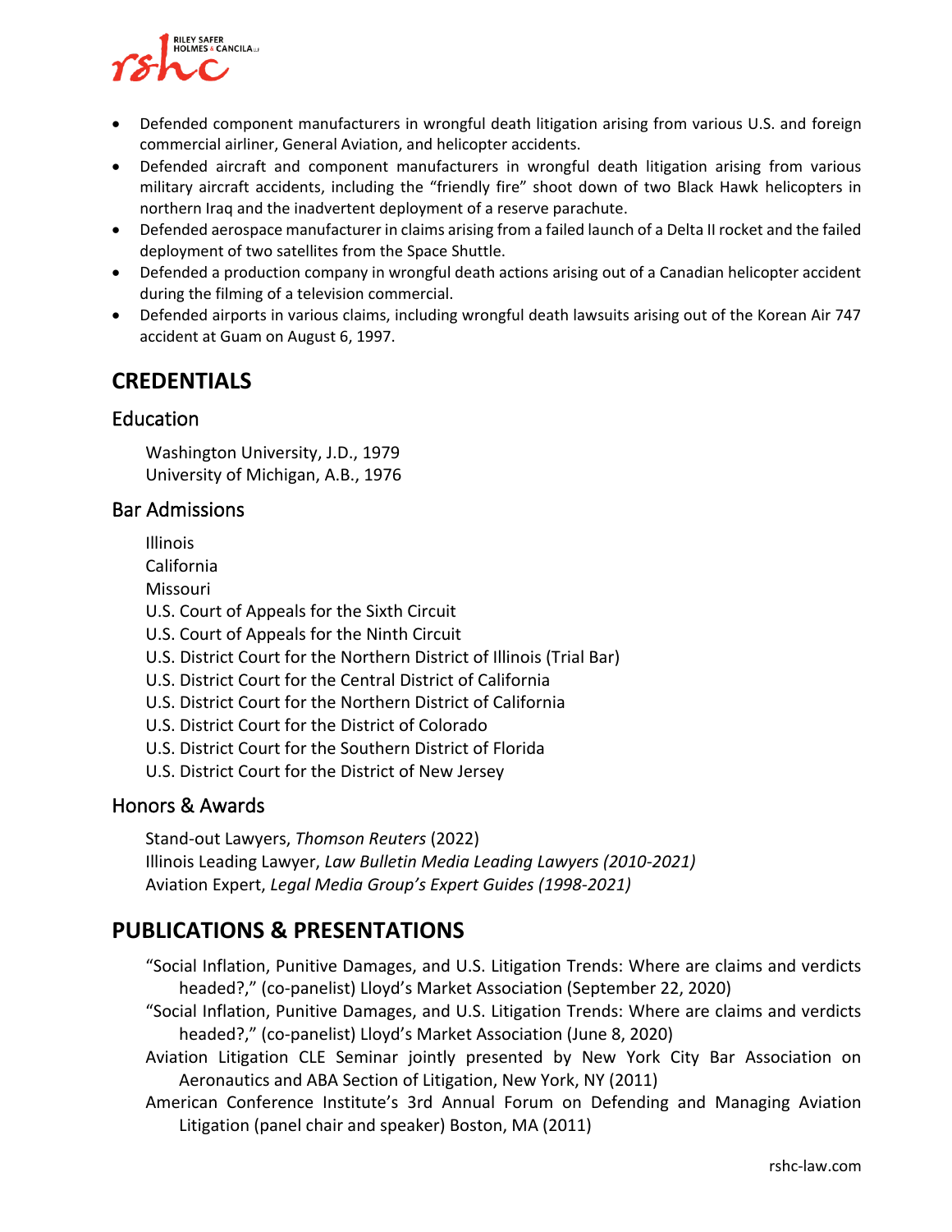- Defended component manufacturers in wrongful death litigation arising from various U.S. and foreign commercial airliner, General Aviation, and helicopter accidents.
- Defended aircraft and component manufacturers in wrongful death litigation arising from various military aircraft accidents, including the "friendly fire" shoot down of two Black Hawk helicopters in northern Iraq and the inadvertent deployment of a reserve parachute.
- Defended aerospace manufacturer in claims arising from a failed launch of a Delta II rocket and the failed deployment of two satellites from the Space Shuttle.
- Defended a production company in wrongful death actions arising out of a Canadian helicopter accident during the filming of a television commercial.
- Defended airports in various claims, including wrongful death lawsuits arising out of the Korean Air 747 accident at Guam on August 6, 1997.

# CREDENTIALS

## Education

Washington University, J.D., 1979
University of Michigan, A.B., 1976

## Bar Admissions

Illinois
California
Missouri
U.S. Court of Appeals for the Sixth Circuit
U.S. Court of Appeals for the Ninth Circuit
U.S. District Court for the Northern District of Illinois (Trial Bar)
U.S. District Court for the Central District of California
U.S. District Court for the Northern District of California
U.S. District Court for the District of Colorado
U.S. District Court for the Southern District of Florida
U.S. District Court for the District of New Jersey

## Honors & Awards

Stand-out Lawyers, *Thomson Reuters* (2022)
Illinois Leading Lawyer, *Law Bulletin Media Leading Lawyers (2010-2021)*
Aviation Expert, *Legal Media Group's Expert Guides (1998-2021)*

# PUBLICATIONS & PRESENTATIONS

"Social Inflation, Punitive Damages, and U.S. Litigation Trends: Where are claims and verdicts headed?," (co-panelist) Lloyd's Market Association (September 22, 2020)

"Social Inflation, Punitive Damages, and U.S. Litigation Trends: Where are claims and verdicts headed?," (co-panelist) Lloyd's Market Association (June 8, 2020)

Aviation Litigation CLE Seminar jointly presented by New York City Bar Association on Aeronautics and ABA Section of Litigation, New York, NY (2011)

American Conference Institute's 3rd Annual Forum on Defending and Managing Aviation Litigation (panel chair and speaker) Boston, MA (2011)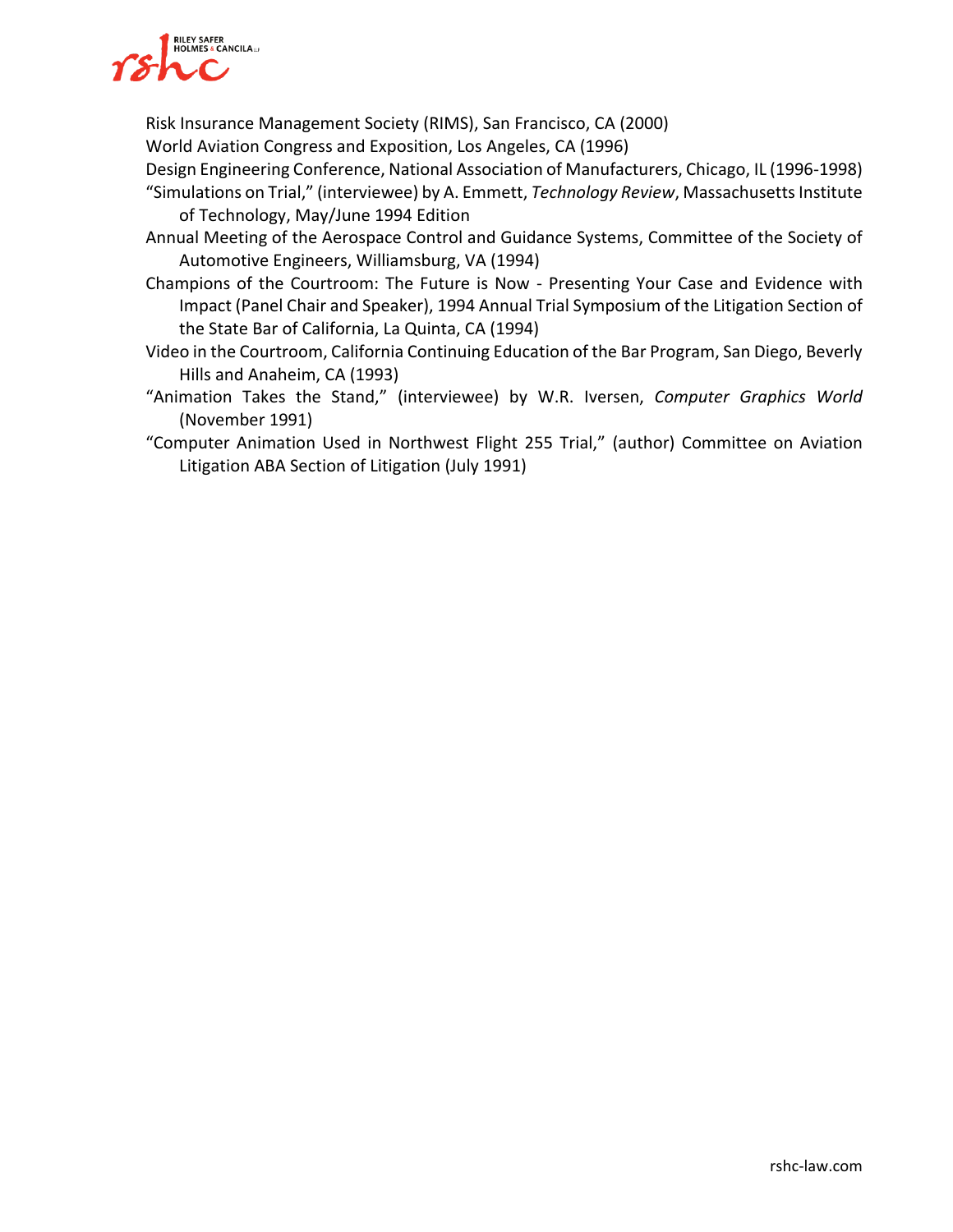Risk Insurance Management Society (RIMS), San Francisco, CA (2000)

World Aviation Congress and Exposition, Los Angeles, CA (1996)

Design Engineering Conference, National Association of Manufacturers, Chicago, IL (1996-1998)

"Simulations on Trial," (interviewee) by A. Emmett, *Technology Review*, Massachusetts Institute of Technology, May/June 1994 Edition

Annual Meeting of the Aerospace Control and Guidance Systems, Committee of the Society of Automotive Engineers, Williamsburg, VA (1994)

Champions of the Courtroom: The Future is Now - Presenting Your Case and Evidence with Impact (Panel Chair and Speaker), 1994 Annual Trial Symposium of the Litigation Section of the State Bar of California, La Quinta, CA (1994)

Video in the Courtroom, California Continuing Education of the Bar Program, San Diego, Beverly Hills and Anaheim, CA (1993)

"Animation Takes the Stand," (interviewee) by W.R. Iversen, *Computer Graphics World* (November 1991)

"Computer Animation Used in Northwest Flight 255 Trial," (author) Committee on Aviation Litigation ABA Section of Litigation (July 1991)